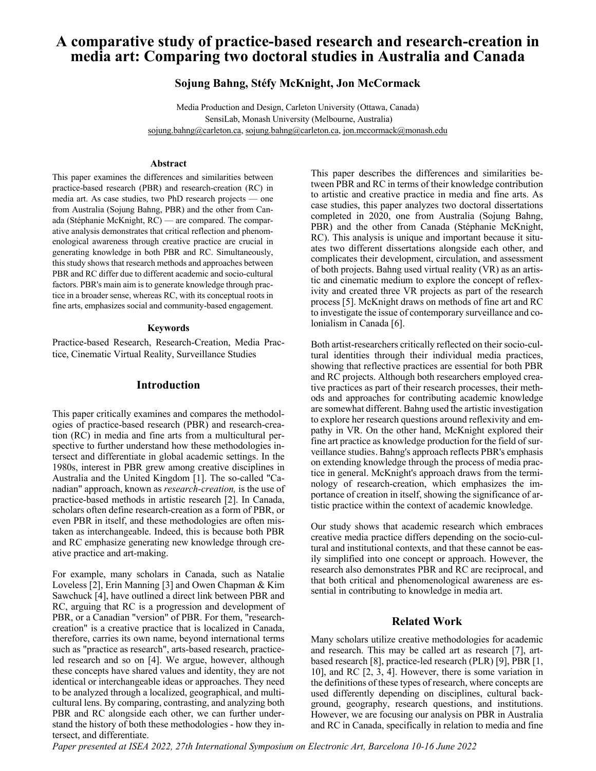# A comparative study of practice-based research and research-creation in media art: Comparing two doctoral studies in Australia and Canada

**Sojung Bahng, Stéfy McKnight, Jon McCormack**

Media Production and Design, Carleton University (Ottawa, Canada)
SensiLab, Monash University (Melbourne, Australia)
sojung.bahng@carleton.ca, sojung.bahng@carleton.ca, jon.mccormack@monash.edu

### Abstract

This paper examines the differences and similarities between practice-based research (PBR) and research-creation (RC) in media art. As case studies, two PhD research projects — one from Australia (Sojung Bahng, PBR) and the other from Canada (Stéphanie McKnight, RC) — are compared. The comparative analysis demonstrates that critical reflection and phenomenological awareness through creative practice are crucial in generating knowledge in both PBR and RC. Simultaneously, this study shows that research methods and approaches between PBR and RC differ due to different academic and socio-cultural factors. PBR's main aim is to generate knowledge through practice in a broader sense, whereas RC, with its conceptual roots in fine arts, emphasizes social and community-based engagement.

### Keywords

Practice-based Research, Research-Creation, Media Practice, Cinematic Virtual Reality, Surveillance Studies

## Introduction

This paper critically examines and compares the methodologies of practice-based research (PBR) and research-creation (RC) in media and fine arts from a multicultural perspective to further understand how these methodologies intersect and differentiate in global academic settings. In the 1980s, interest in PBR grew among creative disciplines in Australia and the United Kingdom [1]. The so-called "Canadian" approach, known as *research-creation,* is the use of practice-based methods in artistic research [2]. In Canada, scholars often define research-creation as a form of PBR, or even PBR in itself, and these methodologies are often mistaken as interchangeable. Indeed, this is because both PBR and RC emphasize generating new knowledge through creative practice and art-making.

For example, many scholars in Canada, such as Natalie Loveless [2], Erin Manning [3] and Owen Chapman & Kim Sawchuck [4], have outlined a direct link between PBR and RC, arguing that RC is a progression and development of PBR, or a Canadian "version" of PBR. For them, "research-creation" is a creative practice that is localized in Canada, therefore, carries its own name, beyond international terms such as "practice as research", arts-based research, practice-led research and so on [4]. We argue, however, although these concepts have shared values and identity, they are not identical or interchangeable ideas or approaches. They need to be analyzed through a localized, geographical, and multicultural lens. By comparing, contrasting, and analyzing both PBR and RC alongside each other, we can further understand the history of both these methodologies - how they intersect, and differentiate.

This paper describes the differences and similarities between PBR and RC in terms of their knowledge contribution to artistic and creative practice in media and fine arts. As case studies, this paper analyzes two doctoral dissertations completed in 2020, one from Australia (Sojung Bahng, PBR) and the other from Canada (Stéphanie McKnight, RC). This analysis is unique and important because it situates two different dissertations alongside each other, and complicates their development, circulation, and assessment of both projects. Bahng used virtual reality (VR) as an artistic and cinematic medium to explore the concept of reflexivity and created three VR projects as part of the research process [5]. McKnight draws on methods of fine art and RC to investigate the issue of contemporary surveillance and colonialism in Canada [6].

Both artist-researchers critically reflected on their socio-cultural identities through their individual media practices, showing that reflective practices are essential for both PBR and RC projects. Although both researchers employed creative practices as part of their research processes, their methods and approaches for contributing academic knowledge are somewhat different. Bahng used the artistic investigation to explore her research questions around reflexivity and empathy in VR. On the other hand, McKnight explored their fine art practice as knowledge production for the field of surveillance studies. Bahng's approach reflects PBR's emphasis on extending knowledge through the process of media practice in general. McKnight's approach draws from the terminology of research-creation, which emphasizes the importance of creation in itself, showing the significance of artistic practice within the context of academic knowledge.

Our study shows that academic research which embraces creative media practice differs depending on the socio-cultural and institutional contexts, and that these cannot be easily simplified into one concept or approach. However, the research also demonstrates PBR and RC are reciprocal, and that both critical and phenomenological awareness are essential in contributing to knowledge in media art.

## Related Work

Many scholars utilize creative methodologies for academic and research. This may be called art as research [7], art-based research [8], practice-led research (PLR) [9], PBR [1, 10], and RC [2, 3, 4]. However, there is some variation in the definitions of these types of research, where concepts are used differently depending on disciplines, cultural background, geography, research questions, and institutions. However, we are focusing our analysis on PBR in Australia and RC in Canada, specifically in relation to media and fine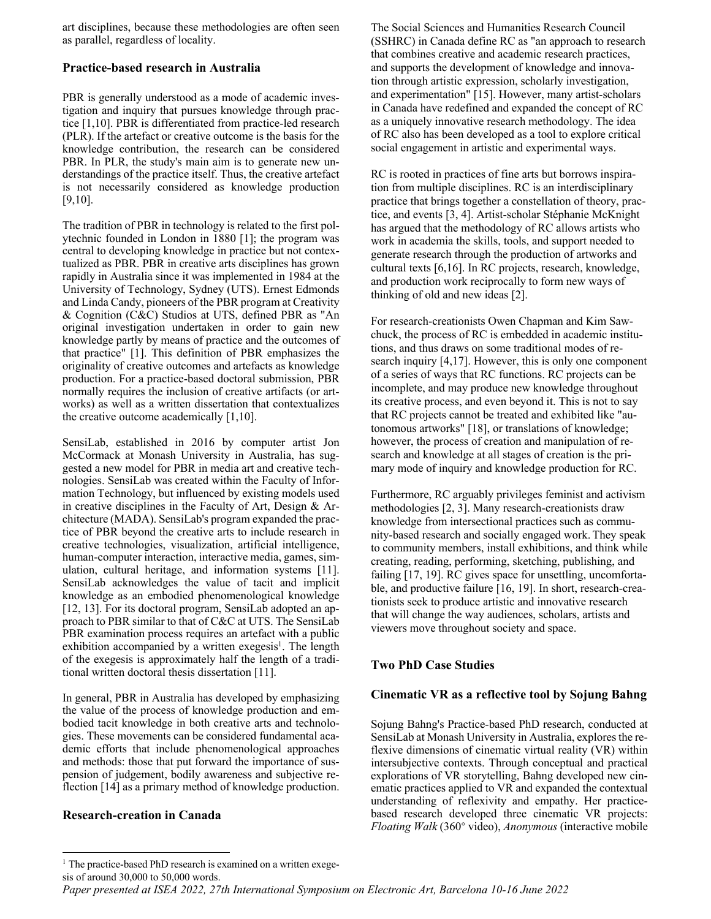art disciplines, because these methodologies are often seen as parallel, regardless of locality.

### Practice-based research in Australia

PBR is generally understood as a mode of academic investigation and inquiry that pursues knowledge through practice [1,10]. PBR is differentiated from practice-led research (PLR). If the artefact or creative outcome is the basis for the knowledge contribution, the research can be considered PBR. In PLR, the study's main aim is to generate new understandings of the practice itself. Thus, the creative artefact is not necessarily considered as knowledge production [9,10].

The tradition of PBR in technology is related to the first polytechnic founded in London in 1880 [1]; the program was central to developing knowledge in practice but not contextualized as PBR. PBR in creative arts disciplines has grown rapidly in Australia since it was implemented in 1984 at the University of Technology, Sydney (UTS). Ernest Edmonds and Linda Candy, pioneers of the PBR program at Creativity & Cognition (C&C) Studios at UTS, defined PBR as "An original investigation undertaken in order to gain new knowledge partly by means of practice and the outcomes of that practice" [1]. This definition of PBR emphasizes the originality of creative outcomes and artefacts as knowledge production. For a practice-based doctoral submission, PBR normally requires the inclusion of creative artifacts (or artworks) as well as a written dissertation that contextualizes the creative outcome academically [1,10].

SensiLab, established in 2016 by computer artist Jon McCormack at Monash University in Australia, has suggested a new model for PBR in media art and creative technologies. SensiLab was created within the Faculty of Information Technology, but influenced by existing models used in creative disciplines in the Faculty of Art, Design & Architecture (MADA). SensiLab's program expanded the practice of PBR beyond the creative arts to include research in creative technologies, visualization, artificial intelligence, human-computer interaction, interactive media, games, simulation, cultural heritage, and information systems [11]. SensiLab acknowledges the value of tacit and implicit knowledge as an embodied phenomenological knowledge [12, 13]. For its doctoral program, SensiLab adopted an approach to PBR similar to that of C&C at UTS. The SensiLab PBR examination process requires an artefact with a public exhibition accompanied by a written exegesis[1]. The length of the exegesis is approximately half the length of a traditional written doctoral thesis dissertation [11].

In general, PBR in Australia has developed by emphasizing the value of the process of knowledge production and embodied tacit knowledge in both creative arts and technologies. These movements can be considered fundamental academic efforts that include phenomenological approaches and methods: those that put forward the importance of suspension of judgement, bodily awareness and subjective reflection [14] as a primary method of knowledge production.

### Research-creation in Canada

The Social Sciences and Humanities Research Council (SSHRC) in Canada define RC as "an approach to research that combines creative and academic research practices, and supports the development of knowledge and innovation through artistic expression, scholarly investigation, and experimentation" [15]. However, many artist-scholars in Canada have redefined and expanded the concept of RC as a uniquely innovative research methodology. The idea of RC also has been developed as a tool to explore critical social engagement in artistic and experimental ways.

RC is rooted in practices of fine arts but borrows inspiration from multiple disciplines. RC is an interdisciplinary practice that brings together a constellation of theory, practice, and events [3, 4]. Artist-scholar Stéphanie McKnight has argued that the methodology of RC allows artists who work in academia the skills, tools, and support needed to generate research through the production of artworks and cultural texts [6,16]. In RC projects, research, knowledge, and production work reciprocally to form new ways of thinking of old and new ideas [2].

For research-creationists Owen Chapman and Kim Sawchuck, the process of RC is embedded in academic institutions, and thus draws on some traditional modes of research inquiry [4,17]. However, this is only one component of a series of ways that RC functions. RC projects can be incomplete, and may produce new knowledge throughout its creative process, and even beyond it. This is not to say that RC projects cannot be treated and exhibited like "autonomous artworks" [18], or translations of knowledge; however, the process of creation and manipulation of research and knowledge at all stages of creation is the primary mode of inquiry and knowledge production for RC.

Furthermore, RC arguably privileges feminist and activism methodologies [2, 3]. Many research-creationists draw knowledge from intersectional practices such as community-based research and socially engaged work. They speak to community members, install exhibitions, and think while creating, reading, performing, sketching, publishing, and failing [17, 19]. RC gives space for unsettling, uncomfortable, and productive failure [16, 19]. In short, research-creationists seek to produce artistic and innovative research that will change the way audiences, scholars, artists and viewers move throughout society and space.

## Two PhD Case Studies

### Cinematic VR as a reflective tool by Sojung Bahng

Sojung Bahng's Practice-based PhD research, conducted at SensiLab at Monash University in Australia, explores the reflexive dimensions of cinematic virtual reality (VR) within intersubjective contexts. Through conceptual and practical explorations of VR storytelling, Bahng developed new cinematic practices applied to VR and expanded the contextual understanding of reflexivity and empathy. Her practice-based research developed three cinematic VR projects: *Floating Walk* (360° video), *Anonymous* (interactive mobile

[1] The practice-based PhD research is examined on a written exegesis of around 30,000 to 50,000 words.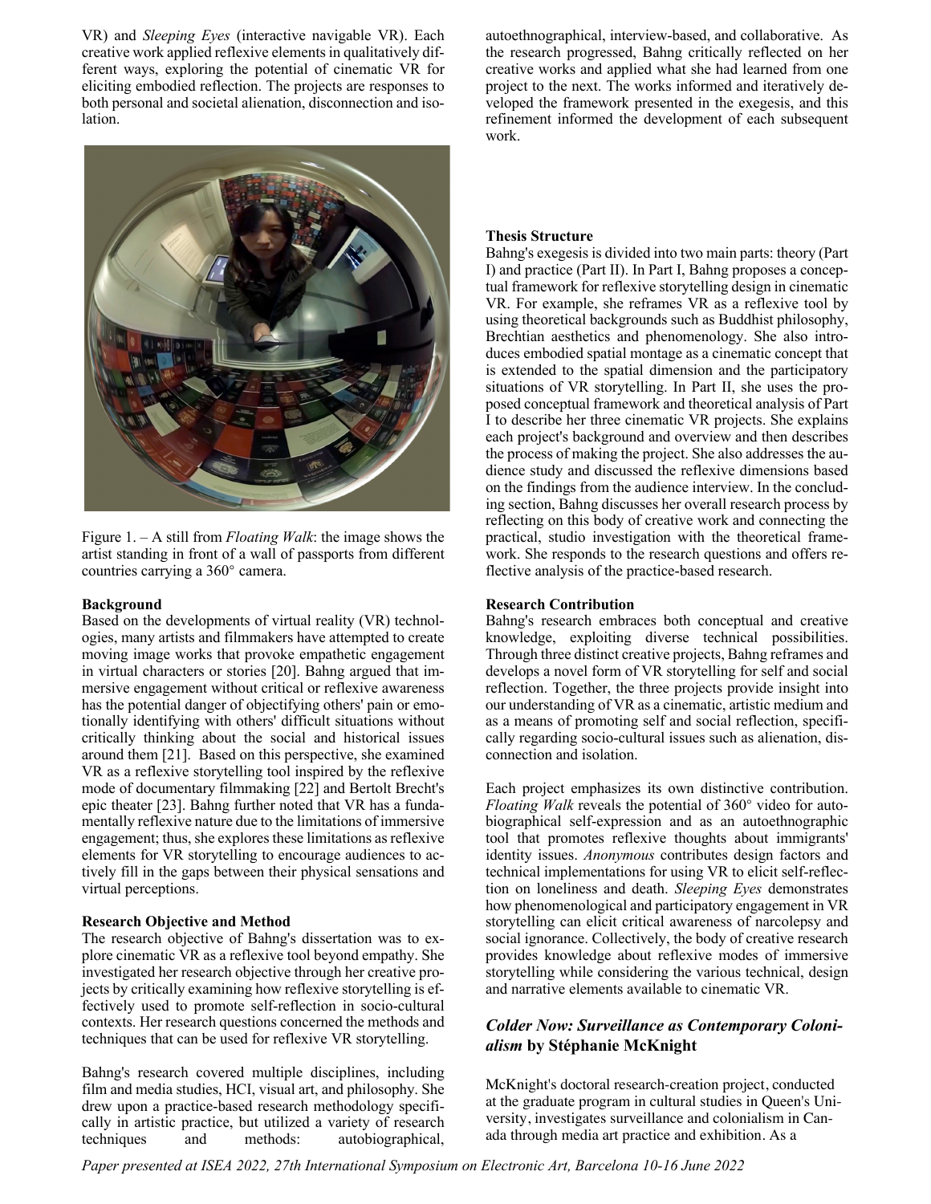VR) and *Sleeping Eyes* (interactive navigable VR). Each creative work applied reflexive elements in qualitatively different ways, exploring the potential of cinematic VR for eliciting embodied reflection. The projects are responses to both personal and societal alienation, disconnection and isolation.

Figure 1. – A still from *Floating Walk*: the image shows the artist standing in front of a wall of passports from different countries carrying a 360° camera.

**Background**

Based on the developments of virtual reality (VR) technologies, many artists and filmmakers have attempted to create moving image works that provoke empathetic engagement in virtual characters or stories [20]. Bahng argued that immersive engagement without critical or reflexive awareness has the potential danger of objectifying others' pain or emotionally identifying with others' difficult situations without critically thinking about the social and historical issues around them [21]. Based on this perspective, she examined VR as a reflexive storytelling tool inspired by the reflexive mode of documentary filmmaking [22] and Bertolt Brecht's epic theater [23]. Bahng further noted that VR has a fundamentally reflexive nature due to the limitations of immersive engagement; thus, she explores these limitations as reflexive elements for VR storytelling to encourage audiences to actively fill in the gaps between their physical sensations and virtual perceptions.

**Research Objective and Method**

The research objective of Bahng's dissertation was to explore cinematic VR as a reflexive tool beyond empathy. She investigated her research objective through her creative projects by critically examining how reflexive storytelling is effectively used to promote self-reflection in socio-cultural contexts. Her research questions concerned the methods and techniques that can be used for reflexive VR storytelling.

Bahng's research covered multiple disciplines, including film and media studies, HCI, visual art, and philosophy. She drew upon a practice-based research methodology specifically in artistic practice, but utilized a variety of research techniques and methods: autobiographical, autoethnographical, interview-based, and collaborative. As the research progressed, Bahng critically reflected on her creative works and applied what she had learned from one project to the next. The works informed and iteratively developed the framework presented in the exegesis, and this refinement informed the development of each subsequent work.

**Thesis Structure**

Bahng's exegesis is divided into two main parts: theory (Part I) and practice (Part II). In Part I, Bahng proposes a conceptual framework for reflexive storytelling design in cinematic VR. For example, she reframes VR as a reflexive tool by using theoretical backgrounds such as Buddhist philosophy, Brechtian aesthetics and phenomenology. She also introduces embodied spatial montage as a cinematic concept that is extended to the spatial dimension and the participatory situations of VR storytelling. In Part II, she uses the proposed conceptual framework and theoretical analysis of Part I to describe her three cinematic VR projects. She explains each project's background and overview and then describes the process of making the project. She also addresses the audience study and discussed the reflexive dimensions based on the findings from the audience interview. In the concluding section, Bahng discusses her overall research process by reflecting on this body of creative work and connecting the practical, studio investigation with the theoretical framework. She responds to the research questions and offers reflective analysis of the practice-based research.

**Research Contribution**

Bahng's research embraces both conceptual and creative knowledge, exploiting diverse technical possibilities. Through three distinct creative projects, Bahng reframes and develops a novel form of VR storytelling for self and social reflection. Together, the three projects provide insight into our understanding of VR as a cinematic, artistic medium and as a means of promoting self and social reflection, specifically regarding socio-cultural issues such as alienation, disconnection and isolation.

Each project emphasizes its own distinctive contribution. *Floating Walk* reveals the potential of 360° video for autobiographical self-expression and as an autoethnographic tool that promotes reflexive thoughts about immigrants' identity issues. *Anonymous* contributes design factors and technical implementations for using VR to elicit self-reflection on loneliness and death. *Sleeping Eyes* demonstrates how phenomenological and participatory engagement in VR storytelling can elicit critical awareness of narcolepsy and social ignorance. Collectively, the body of creative research provides knowledge about reflexive modes of immersive storytelling while considering the various technical, design and narrative elements available to cinematic VR.

### *Colder Now: Surveillance as Contemporary Colonialism* by Stéphanie McKnight

McKnight's doctoral research-creation project, conducted at the graduate program in cultural studies in Queen's University, investigates surveillance and colonialism in Canada through media art practice and exhibition. As a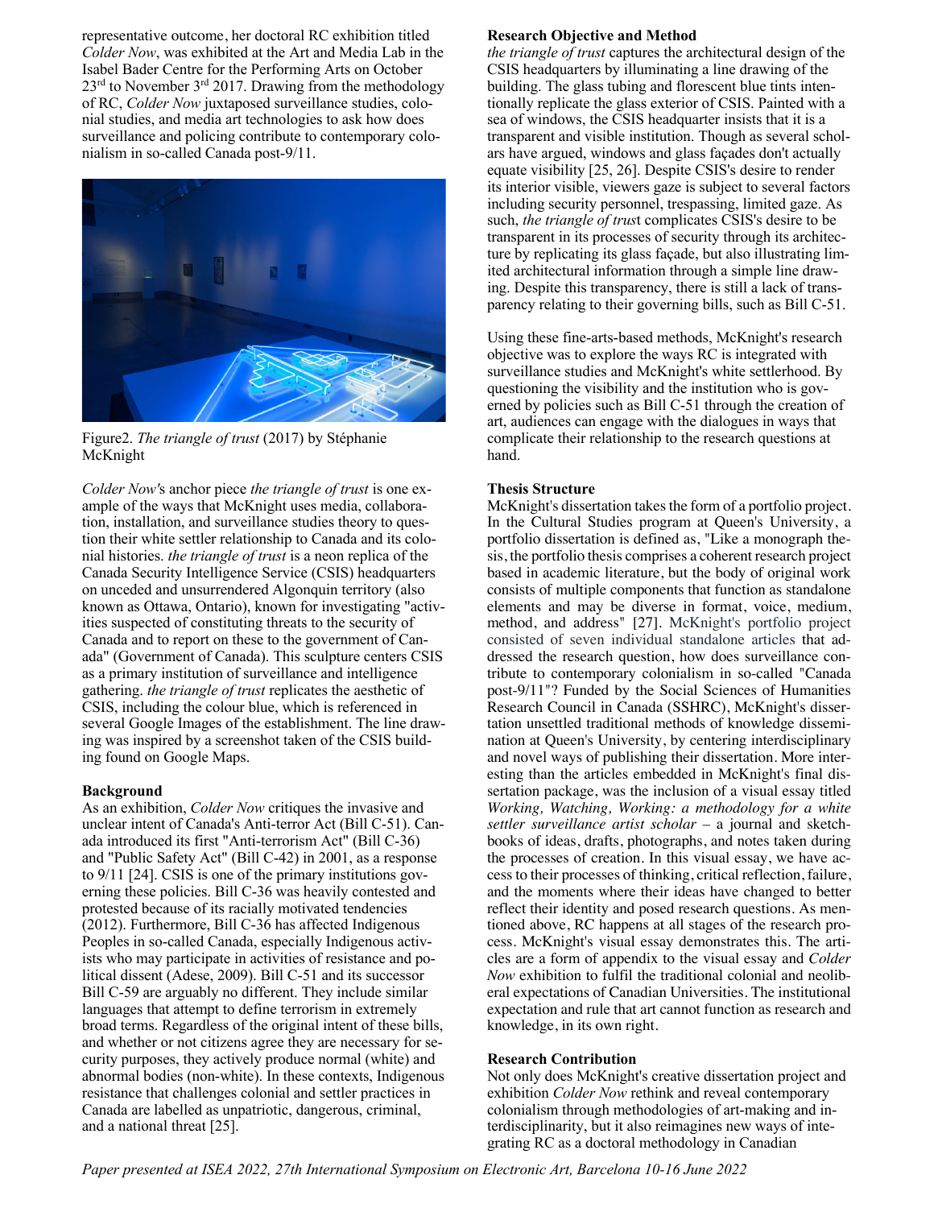representative outcome, her doctoral RC exhibition titled *Colder Now*, was exhibited at the Art and Media Lab in the Isabel Bader Centre for the Performing Arts on October 23rd to November 3rd 2017. Drawing from the methodology of RC, *Colder Now* juxtaposed surveillance studies, colonial studies, and media art technologies to ask how does surveillance and policing contribute to contemporary colonialism in so-called Canada post-9/11.

Figure2. *The triangle of trust* (2017) by Stéphanie McKnight

*Colder Now*'s anchor piece *the triangle of trust* is one example of the ways that McKnight uses media, collaboration, installation, and surveillance studies theory to question their white settler relationship to Canada and its colonial histories. *the triangle of trust* is a neon replica of the Canada Security Intelligence Service (CSIS) headquarters on unceded and unsurrendered Algonquin territory (also known as Ottawa, Ontario), known for investigating "activities suspected of constituting threats to the security of Canada and to report on these to the government of Canada" (Government of Canada). This sculpture centers CSIS as a primary institution of surveillance and intelligence gathering. *the triangle of trust* replicates the aesthetic of CSIS, including the colour blue, which is referenced in several Google Images of the establishment. The line drawing was inspired by a screenshot taken of the CSIS building found on Google Maps.

**Background**

As an exhibition, *Colder Now* critiques the invasive and unclear intent of Canada's Anti-terror Act (Bill C-51). Canada introduced its first "Anti-terrorism Act" (Bill C-36) and "Public Safety Act" (Bill C-42) in 2001, as a response to 9/11 [24]. CSIS is one of the primary institutions governing these policies. Bill C-36 was heavily contested and protested because of its racially motivated tendencies (2012). Furthermore, Bill C-36 has affected Indigenous Peoples in so-called Canada, especially Indigenous activists who may participate in activities of resistance and political dissent (Adese, 2009). Bill C-51 and its successor Bill C-59 are arguably no different. They include similar languages that attempt to define terrorism in extremely broad terms. Regardless of the original intent of these bills, and whether or not citizens agree they are necessary for security purposes, they actively produce normal (white) and abnormal bodies (non-white). In these contexts, Indigenous resistance that challenges colonial and settler practices in Canada are labelled as unpatriotic, dangerous, criminal, and a national threat [25].

**Research Objective and Method**

*the triangle of trust* captures the architectural design of the CSIS headquarters by illuminating a line drawing of the building. The glass tubing and florescent blue tints intentionally replicate the glass exterior of CSIS. Painted with a sea of windows, the CSIS headquarter insists that it is a transparent and visible institution. Though as several scholars have argued, windows and glass façades don't actually equate visibility [25, 26]. Despite CSIS's desire to render its interior visible, viewers gaze is subject to several factors including security personnel, trespassing, limited gaze. As such, *the triangle of trust* complicates CSIS's desire to be transparent in its processes of security through its architecture by replicating its glass façade, but also illustrating limited architectural information through a simple line drawing. Despite this transparency, there is still a lack of transparency relating to their governing bills, such as Bill C-51.

Using these fine-arts-based methods, McKnight's research objective was to explore the ways RC is integrated with surveillance studies and McKnight's white settlerhood. By questioning the visibility and the institution who is governed by policies such as Bill C-51 through the creation of art, audiences can engage with the dialogues in ways that complicate their relationship to the research questions at hand.

**Thesis Structure**

McKnight's dissertation takes the form of a portfolio project. In the Cultural Studies program at Queen's University, a portfolio dissertation is defined as, "Like a monograph thesis, the portfolio thesis comprises a coherent research project based in academic literature, but the body of original work consists of multiple components that function as standalone elements and may be diverse in format, voice, medium, method, and address" [27]. McKnight's portfolio project consisted of seven individual standalone articles that addressed the research question, how does surveillance contribute to contemporary colonialism in so-called "Canada post-9/11"? Funded by the Social Sciences of Humanities Research Council in Canada (SSHRC), McKnight's dissertation unsettled traditional methods of knowledge dissemination at Queen's University, by centering interdisciplinary and novel ways of publishing their dissertation. More interesting than the articles embedded in McKnight's final dissertation package, was the inclusion of a visual essay titled *Working, Watching, Working: a methodology for a white settler surveillance artist scholar* – a journal and sketchbooks of ideas, drafts, photographs, and notes taken during the processes of creation. In this visual essay, we have access to their processes of thinking, critical reflection, failure, and the moments where their ideas have changed to better reflect their identity and posed research questions. As mentioned above, RC happens at all stages of the research process. McKnight's visual essay demonstrates this. The articles are a form of appendix to the visual essay and *Colder Now* exhibition to fulfil the traditional colonial and neoliberal expectations of Canadian Universities. The institutional expectation and rule that art cannot function as research and knowledge, in its own right.

**Research Contribution**

Not only does McKnight's creative dissertation project and exhibition *Colder Now* rethink and reveal contemporary colonialism through methodologies of art-making and interdisciplinarity, but it also reimagines new ways of integrating RC as a doctoral methodology in Canadian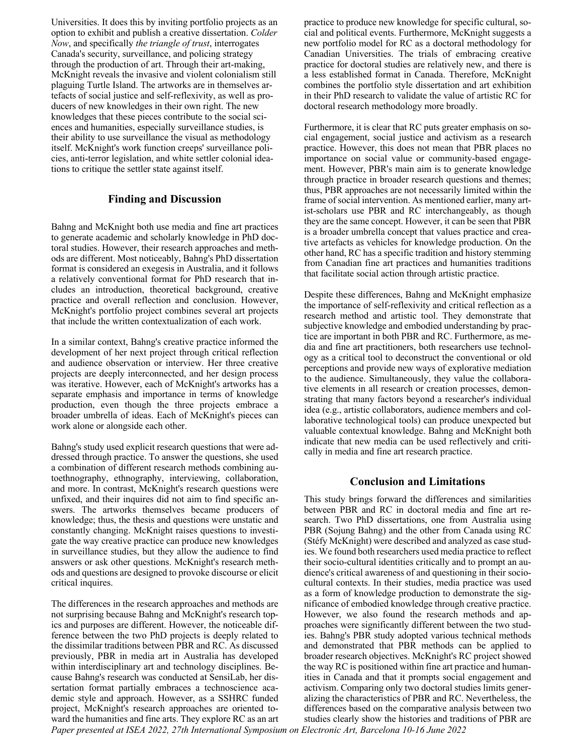Universities. It does this by inviting portfolio projects as an option to exhibit and publish a creative dissertation. *Colder Now*, and specifically *the triangle of trust*, interrogates Canada's security, surveillance, and policing strategy through the production of art. Through their art-making, McKnight reveals the invasive and violent colonialism still plaguing Turtle Island. The artworks are in themselves artefacts of social justice and self-reflexivity, as well as producers of new knowledges in their own right. The new knowledges that these pieces contribute to the social sciences and humanities, especially surveillance studies, is their ability to use surveillance the visual as methodology itself. McKnight's work function creeps' surveillance policies, anti-terror legislation, and white settler colonial ideations to critique the settler state against itself.

## Finding and Discussion

Bahng and McKnight both use media and fine art practices to generate academic and scholarly knowledge in PhD doctoral studies. However, their research approaches and methods are different. Most noticeably, Bahng's PhD dissertation format is considered an exegesis in Australia, and it follows a relatively conventional format for PhD research that includes an introduction, theoretical background, creative practice and overall reflection and conclusion. However, McKnight's portfolio project combines several art projects that include the written contextualization of each work.

In a similar context, Bahng's creative practice informed the development of her next project through critical reflection and audience observation or interview. Her three creative projects are deeply interconnected, and her design process was iterative. However, each of McKnight's artworks has a separate emphasis and importance in terms of knowledge production, even though the three projects embrace a broader umbrella of ideas. Each of McKnight's pieces can work alone or alongside each other.

Bahng's study used explicit research questions that were addressed through practice. To answer the questions, she used a combination of different research methods combining autoethnography, ethnography, interviewing, collaboration, and more. In contrast, McKnight's research questions were unfixed, and their inquires did not aim to find specific answers. The artworks themselves became producers of knowledge; thus, the thesis and questions were unstatic and constantly changing. McKnight raises questions to investigate the way creative practice can produce new knowledges in surveillance studies, but they allow the audience to find answers or ask other questions. McKnight's research methods and questions are designed to provoke discourse or elicit critical inquires.

The differences in the research approaches and methods are not surprising because Bahng and McKnight's research topics and purposes are different. However, the noticeable difference between the two PhD projects is deeply related to the dissimilar traditions between PBR and RC. As discussed previously, PBR in media art in Australia has developed within interdisciplinary art and technology disciplines. Because Bahng's research was conducted at SensiLab, her dissertation format partially embraces a technoscience academic style and approach. However, as a SSHRC funded project, McKnight's research approaches are oriented toward the humanities and fine arts. They explore RC as an art practice to produce new knowledge for specific cultural, social and political events. Furthermore, McKnight suggests a new portfolio model for RC as a doctoral methodology for Canadian Universities. The trials of embracing creative practice for doctoral studies are relatively new, and there is a less established format in Canada. Therefore, McKnight combines the portfolio style dissertation and art exhibition in their PhD research to validate the value of artistic RC for doctoral research methodology more broadly.

Furthermore, it is clear that RC puts greater emphasis on social engagement, social justice and activism as a research practice. However, this does not mean that PBR places no importance on social value or community-based engagement. However, PBR's main aim is to generate knowledge through practice in broader research questions and themes; thus, PBR approaches are not necessarily limited within the frame of social intervention. As mentioned earlier, many artist-scholars use PBR and RC interchangeably, as though they are the same concept. However, it can be seen that PBR is a broader umbrella concept that values practice and creative artefacts as vehicles for knowledge production. On the other hand, RC has a specific tradition and history stemming from Canadian fine art practices and humanities traditions that facilitate social action through artistic practice.

Despite these differences, Bahng and McKnight emphasize the importance of self-reflexivity and critical reflection as a research method and artistic tool. They demonstrate that subjective knowledge and embodied understanding by practice are important in both PBR and RC. Furthermore, as media and fine art practitioners, both researchers use technology as a critical tool to deconstruct the conventional or old perceptions and provide new ways of explorative mediation to the audience. Simultaneously, they value the collaborative elements in all research or creation processes, demonstrating that many factors beyond a researcher's individual idea (e.g., artistic collaborators, audience members and collaborative technological tools) can produce unexpected but valuable contextual knowledge. Bahng and McKnight both indicate that new media can be used reflectively and critically in media and fine art research practice.

## Conclusion and Limitations

This study brings forward the differences and similarities between PBR and RC in doctoral media and fine art research. Two PhD dissertations, one from Australia using PBR (Sojung Bahng) and the other from Canada using RC (Stéfy McKnight) were described and analyzed as case studies. We found both researchers used media practice to reflect their socio-cultural identities critically and to prompt an audience's critical awareness of and questioning in their socio-cultural contexts. In their studies, media practice was used as a form of knowledge production to demonstrate the significance of embodied knowledge through creative practice. However, we also found the research methods and approaches were significantly different between the two studies. Bahng's PBR study adopted various technical methods and demonstrated that PBR methods can be applied to broader research objectives. McKnight's RC project showed the way RC is positioned within fine art practice and humanities in Canada and that it prompts social engagement and activism. Comparing only two doctoral studies limits generalizing the characteristics of PBR and RC. Nevertheless, the differences based on the comparative analysis between two studies clearly show the histories and traditions of PBR are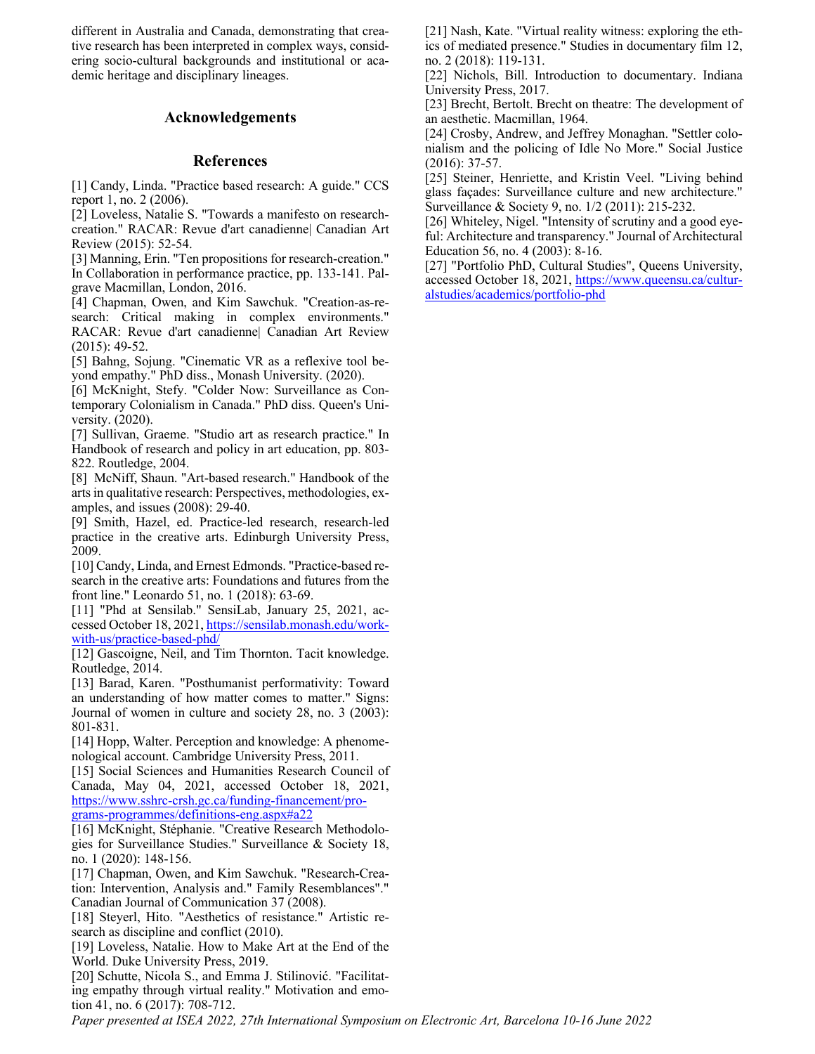different in Australia and Canada, demonstrating that creative research has been interpreted in complex ways, considering socio-cultural backgrounds and institutional or academic heritage and disciplinary lineages.

## Acknowledgements

## References

[1] Candy, Linda. "Practice based research: A guide." CCS report 1, no. 2 (2006).

[2] Loveless, Natalie S. "Towards a manifesto on research-creation." RACAR: Revue d'art canadienne| Canadian Art Review (2015): 52-54.

[3] Manning, Erin. "Ten propositions for research-creation." In Collaboration in performance practice, pp. 133-141. Palgrave Macmillan, London, 2016.

[4] Chapman, Owen, and Kim Sawchuk. "Creation-as-research: Critical making in complex environments." RACAR: Revue d'art canadienne| Canadian Art Review (2015): 49-52.

[5] Bahng, Sojung. "Cinematic VR as a reflexive tool beyond empathy." PhD diss., Monash University. (2020).

[6] McKnight, Stefy. "Colder Now: Surveillance as Contemporary Colonialism in Canada." PhD diss. Queen's University. (2020).

[7] Sullivan, Graeme. "Studio art as research practice." In Handbook of research and policy in art education, pp. 803-822. Routledge, 2004.

[8] McNiff, Shaun. "Art-based research." Handbook of the arts in qualitative research: Perspectives, methodologies, examples, and issues (2008): 29-40.

[9] Smith, Hazel, ed. Practice-led research, research-led practice in the creative arts. Edinburgh University Press, 2009.

[10] Candy, Linda, and Ernest Edmonds. "Practice-based research in the creative arts: Foundations and futures from the front line." Leonardo 51, no. 1 (2018): 63-69.

[11] "Phd at Sensilab." SensiLab, January 25, 2021, accessed October 18, 2021, https://sensilab.monash.edu/work-with-us/practice-based-phd/

[12] Gascoigne, Neil, and Tim Thornton. Tacit knowledge. Routledge, 2014.

[13] Barad, Karen. "Posthumanist performativity: Toward an understanding of how matter comes to matter." Signs: Journal of women in culture and society 28, no. 3 (2003): 801-831.

[14] Hopp, Walter. Perception and knowledge: A phenomenological account. Cambridge University Press, 2011.

[15] Social Sciences and Humanities Research Council of Canada, May 04, 2021, accessed October 18, 2021, https://www.sshrc-crsh.gc.ca/funding-financement/programs-programmes/definitions-eng.aspx#a22

[16] McKnight, Stéphanie. "Creative Research Methodologies for Surveillance Studies." Surveillance & Society 18, no. 1 (2020): 148-156.

[17] Chapman, Owen, and Kim Sawchuk. "Research-Creation: Intervention, Analysis and." Family Resemblances"." Canadian Journal of Communication 37 (2008).

[18] Steyerl, Hito. "Aesthetics of resistance." Artistic research as discipline and conflict (2010).

[19] Loveless, Natalie. How to Make Art at the End of the World. Duke University Press, 2019.

[20] Schutte, Nicola S., and Emma J. Stilinović. "Facilitating empathy through virtual reality." Motivation and emotion 41, no. 6 (2017): 708-712.

[21] Nash, Kate. "Virtual reality witness: exploring the ethics of mediated presence." Studies in documentary film 12, no. 2 (2018): 119-131.

[22] Nichols, Bill. Introduction to documentary. Indiana University Press, 2017.

[23] Brecht, Bertolt. Brecht on theatre: The development of an aesthetic. Macmillan, 1964.

[24] Crosby, Andrew, and Jeffrey Monaghan. "Settler colonialism and the policing of Idle No More." Social Justice (2016): 37-57.

[25] Steiner, Henriette, and Kristin Veel. "Living behind glass façades: Surveillance culture and new architecture." Surveillance & Society 9, no. 1/2 (2011): 215-232.

[26] Whiteley, Nigel. "Intensity of scrutiny and a good eyeful: Architecture and transparency." Journal of Architectural Education 56, no. 4 (2003): 8-16.

[27] "Portfolio PhD, Cultural Studies", Queens University, accessed October 18, 2021, https://www.queensu.ca/culturalstudies/academics/portfolio-phd